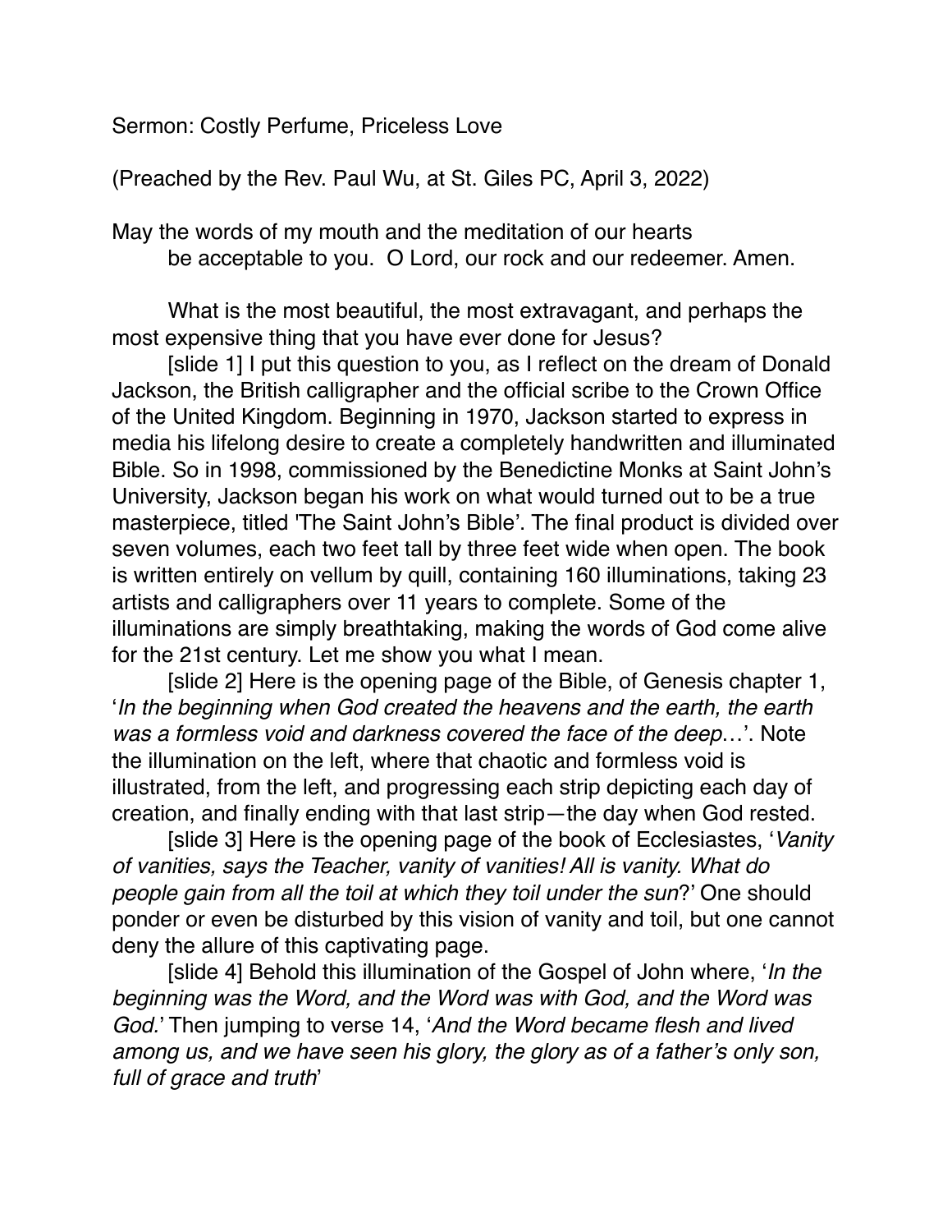Sermon: Costly Perfume, Priceless Love

(Preached by the Rev. Paul Wu, at St. Giles PC, April 3, 2022)

May the words of my mouth and the meditation of our hearts
be acceptable to you. O Lord, our rock and our redeemer. Amen.

What is the most beautiful, the most extravagant, and perhaps the most expensive thing that you have ever done for Jesus?

[slide 1] I put this question to you, as I reflect on the dream of Donald Jackson, the British calligrapher and the official scribe to the Crown Office of the United Kingdom. Beginning in 1970, Jackson started to express in media his lifelong desire to create a completely handwritten and illuminated Bible. So in 1998, commissioned by the Benedictine Monks at Saint John's University, Jackson began his work on what would turned out to be a true masterpiece, titled 'The Saint John's Bible'. The final product is divided over seven volumes, each two feet tall by three feet wide when open. The book is written entirely on vellum by quill, containing 160 illuminations, taking 23 artists and calligraphers over 11 years to complete. Some of the illuminations are simply breathtaking, making the words of God come alive for the 21st century. Let me show you what I mean.

[slide 2] Here is the opening page of the Bible, of Genesis chapter 1, '*In the beginning when God created the heavens and the earth, the earth was a formless void and darkness covered the face of the deep*…'. Note the illumination on the left, where that chaotic and formless void is illustrated, from the left, and progressing each strip depicting each day of creation, and finally ending with that last strip—the day when God rested.

[slide 3] Here is the opening page of the book of Ecclesiastes, '*Vanity of vanities, says the Teacher, vanity of vanities! All is vanity. What do people gain from all the toil at which they toil under the sun*?' One should ponder or even be disturbed by this vision of vanity and toil, but one cannot deny the allure of this captivating page.

[slide 4] Behold this illumination of the Gospel of John where, '*In the beginning was the Word, and the Word was with God, and the Word was God.*' Then jumping to verse 14, '*And the Word became flesh and lived among us, and we have seen his glory, the glory as of a father's only son, full of grace and truth*'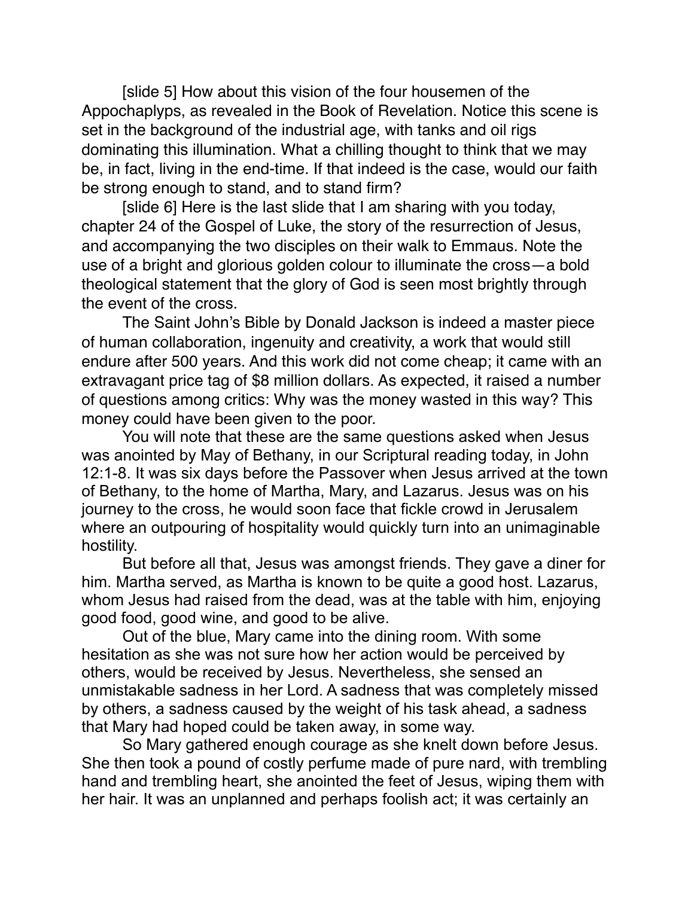[slide 5] How about this vision of the four housemen of the Appochaplyps, as revealed in the Book of Revelation. Notice this scene is set in the background of the industrial age, with tanks and oil rigs dominating this illumination. What a chilling thought to think that we may be, in fact, living in the end-time. If that indeed is the case, would our faith be strong enough to stand, and to stand firm?

[slide 6] Here is the last slide that I am sharing with you today, chapter 24 of the Gospel of Luke, the story of the resurrection of Jesus, and accompanying the two disciples on their walk to Emmaus. Note the use of a bright and glorious golden colour to illuminate the cross—a bold theological statement that the glory of God is seen most brightly through the event of the cross.

The Saint John's Bible by Donald Jackson is indeed a master piece of human collaboration, ingenuity and creativity, a work that would still endure after 500 years. And this work did not come cheap; it came with an extravagant price tag of $8 million dollars. As expected, it raised a number of questions among critics: Why was the money wasted in this way? This money could have been given to the poor.

You will note that these are the same questions asked when Jesus was anointed by May of Bethany, in our Scriptural reading today, in John 12:1-8. It was six days before the Passover when Jesus arrived at the town of Bethany, to the home of Martha, Mary, and Lazarus. Jesus was on his journey to the cross, he would soon face that fickle crowd in Jerusalem where an outpouring of hospitality would quickly turn into an unimaginable hostility.

But before all that, Jesus was amongst friends. They gave a diner for him. Martha served, as Martha is known to be quite a good host. Lazarus, whom Jesus had raised from the dead, was at the table with him, enjoying good food, good wine, and good to be alive.

Out of the blue, Mary came into the dining room. With some hesitation as she was not sure how her action would be perceived by others, would be received by Jesus. Nevertheless, she sensed an unmistakable sadness in her Lord. A sadness that was completely missed by others, a sadness caused by the weight of his task ahead, a sadness that Mary had hoped could be taken away, in some way.

So Mary gathered enough courage as she knelt down before Jesus. She then took a pound of costly perfume made of pure nard, with trembling hand and trembling heart, she anointed the feet of Jesus, wiping them with her hair. It was an unplanned and perhaps foolish act; it was certainly an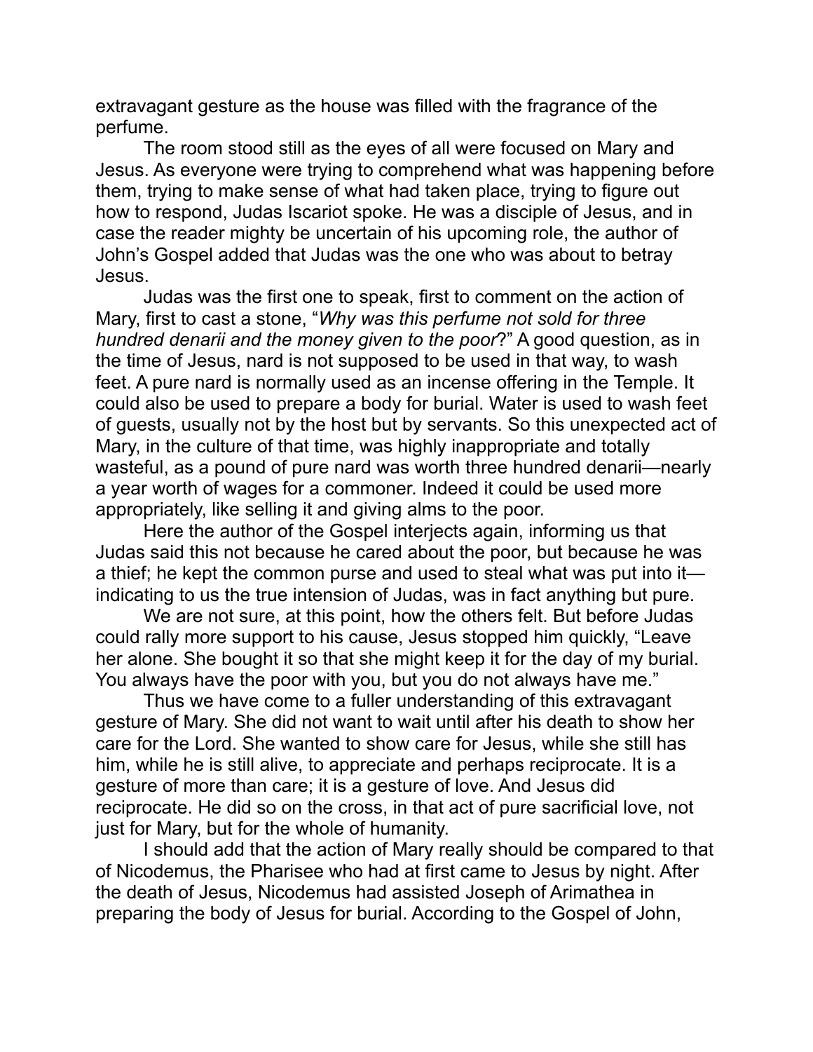extravagant gesture as the house was filled with the fragrance of the perfume.

The room stood still as the eyes of all were focused on Mary and Jesus. As everyone were trying to comprehend what was happening before them, trying to make sense of what had taken place, trying to figure out how to respond, Judas Iscariot spoke. He was a disciple of Jesus, and in case the reader mighty be uncertain of his upcoming role, the author of John's Gospel added that Judas was the one who was about to betray Jesus.

Judas was the first one to speak, first to comment on the action of Mary, first to cast a stone, "*Why was this perfume not sold for three hundred denarii and the money given to the poor*?" A good question, as in the time of Jesus, nard is not supposed to be used in that way, to wash feet. A pure nard is normally used as an incense offering in the Temple. It could also be used to prepare a body for burial. Water is used to wash feet of guests, usually not by the host but by servants. So this unexpected act of Mary, in the culture of that time, was highly inappropriate and totally wasteful, as a pound of pure nard was worth three hundred denarii—nearly a year worth of wages for a commoner. Indeed it could be used more appropriately, like selling it and giving alms to the poor.

Here the author of the Gospel interjects again, informing us that Judas said this not because he cared about the poor, but because he was a thief; he kept the common purse and used to steal what was put into it—indicating to us the true intension of Judas, was in fact anything but pure.

We are not sure, at this point, how the others felt. But before Judas could rally more support to his cause, Jesus stopped him quickly, "Leave her alone. She bought it so that she might keep it for the day of my burial. You always have the poor with you, but you do not always have me."

Thus we have come to a fuller understanding of this extravagant gesture of Mary. She did not want to wait until after his death to show her care for the Lord. She wanted to show care for Jesus, while she still has him, while he is still alive, to appreciate and perhaps reciprocate. It is a gesture of more than care; it is a gesture of love. And Jesus did reciprocate. He did so on the cross, in that act of pure sacrificial love, not just for Mary, but for the whole of humanity.

I should add that the action of Mary really should be compared to that of Nicodemus, the Pharisee who had at first came to Jesus by night. After the death of Jesus, Nicodemus had assisted Joseph of Arimathea in preparing the body of Jesus for burial. According to the Gospel of John,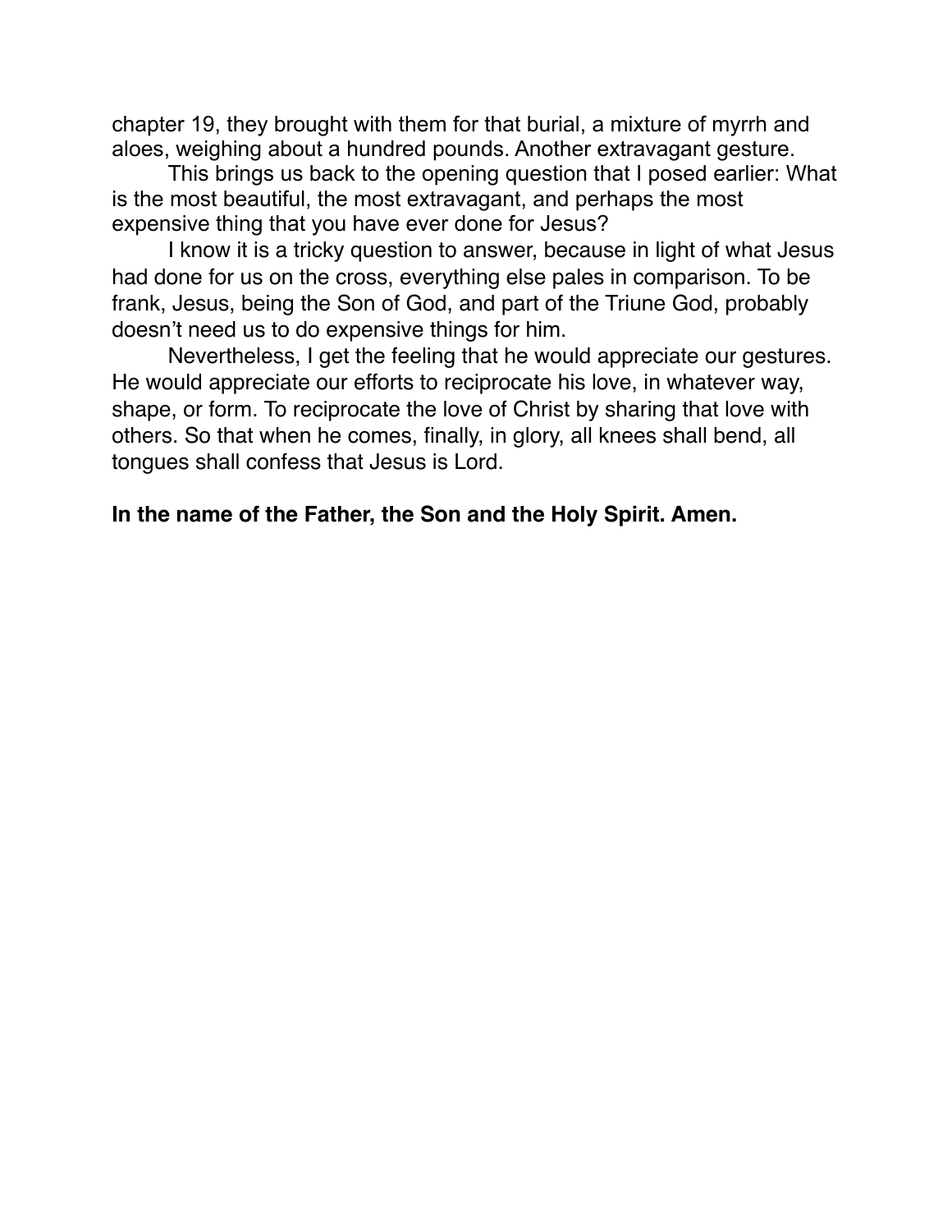chapter 19, they brought with them for that burial, a mixture of myrrh and aloes, weighing about a hundred pounds. Another extravagant gesture.

This brings us back to the opening question that I posed earlier: What is the most beautiful, the most extravagant, and perhaps the most expensive thing that you have ever done for Jesus?

I know it is a tricky question to answer, because in light of what Jesus had done for us on the cross, everything else pales in comparison. To be frank, Jesus, being the Son of God, and part of the Triune God, probably doesn't need us to do expensive things for him.

Nevertheless, I get the feeling that he would appreciate our gestures. He would appreciate our efforts to reciprocate his love, in whatever way, shape, or form. To reciprocate the love of Christ by sharing that love with others. So that when he comes, finally, in glory, all knees shall bend, all tongues shall confess that Jesus is Lord.

**In the name of the Father, the Son and the Holy Spirit. Amen.**